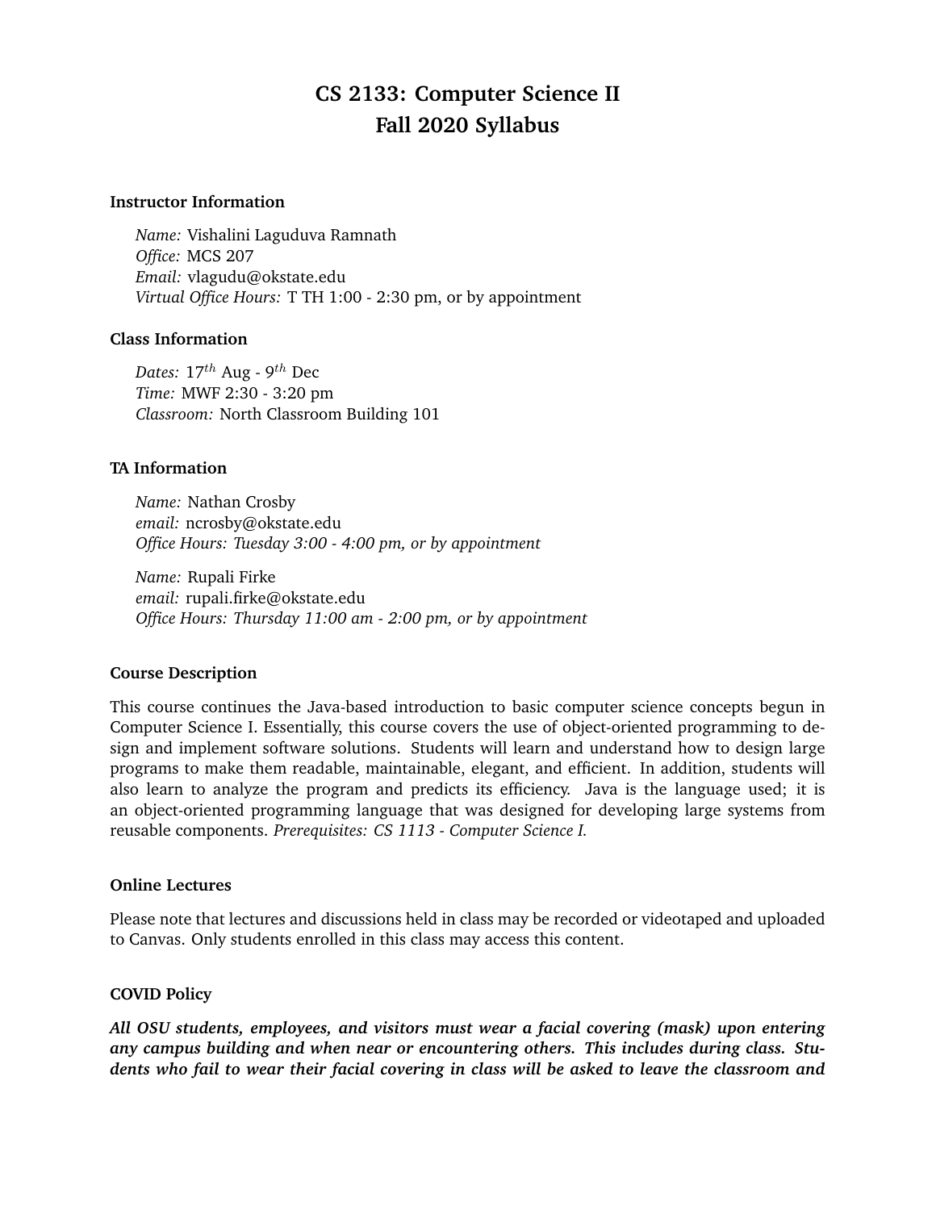# CS 2133: Computer Science II
# Fall 2020 Syllabus

### Instructor Information

*Name:* Vishalini Laguduva Ramnath  
*Office:* MCS 207  
*Email:* vlagudu@okstate.edu  
*Virtual Office Hours:* T TH 1:00 - 2:30 pm, or by appointment

### Class Information

*Dates:* $17^{th}$ Aug - $9^{th}$ Dec  
*Time:* MWF 2:30 - 3:20 pm  
*Classroom:* North Classroom Building 101

### TA Information

*Name:* Nathan Crosby  
*email:* ncrosby@okstate.edu  
*Office Hours: Tuesday 3:00 - 4:00 pm, or by appointment*

*Name:* Rupali Firke  
*email:* rupali.firke@okstate.edu  
*Office Hours: Thursday 11:00 am - 2:00 pm, or by appointment*

### Course Description

This course continues the Java-based introduction to basic computer science concepts begun in Computer Science I. Essentially, this course covers the use of object-oriented programming to design and implement software solutions. Students will learn and understand how to design large programs to make them readable, maintainable, elegant, and efficient. In addition, students will also learn to analyze the program and predicts its efficiency. Java is the language used; it is an object-oriented programming language that was designed for developing large systems from reusable components. *Prerequisites: CS 1113 - Computer Science I.*

### Online Lectures

Please note that lectures and discussions held in class may be recorded or videotaped and uploaded to Canvas. Only students enrolled in this class may access this content.

### COVID Policy

***All OSU students, employees, and visitors must wear a facial covering (mask) upon entering any campus building and when near or encountering others. This includes during class. Students who fail to wear their facial covering in class will be asked to leave the classroom and***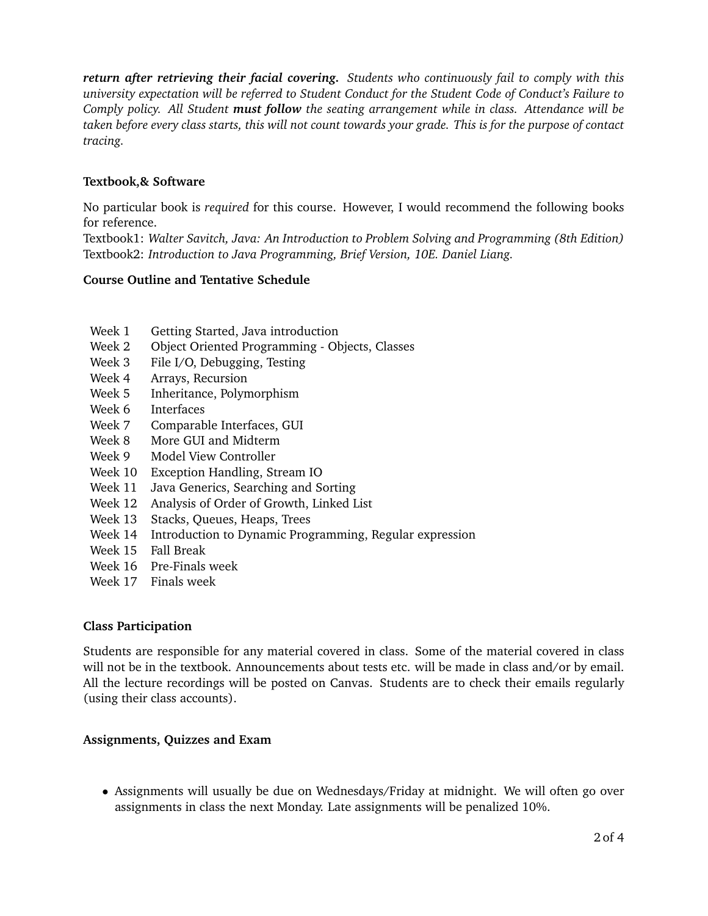***return after retrieving their facial covering.*** *Students who continuously fail to comply with this university expectation will be referred to Student Conduct for the Student Code of Conduct's Failure to Comply policy. All Student* ***must follow*** *the seating arrangement while in class. Attendance will be taken before every class starts, this will not count towards your grade. This is for the purpose of contact tracing.*

**Textbook,& Software**

No particular book is *required* for this course. However, I would recommend the following books for reference.
Textbook1: *Walter Savitch, Java: An Introduction to Problem Solving and Programming (8th Edition)*
Textbook2: *Introduction to Java Programming, Brief Version, 10E. Daniel Liang.*

**Course Outline and Tentative Schedule**

| | |
|---|---|
| Week 1 | Getting Started, Java introduction |
| Week 2 | Object Oriented Programming - Objects, Classes |
| Week 3 | File I/O, Debugging, Testing |
| Week 4 | Arrays, Recursion |
| Week 5 | Inheritance, Polymorphism |
| Week 6 | Interfaces |
| Week 7 | Comparable Interfaces, GUI |
| Week 8 | More GUI and Midterm |
| Week 9 | Model View Controller |
| Week 10 | Exception Handling, Stream IO |
| Week 11 | Java Generics, Searching and Sorting |
| Week 12 | Analysis of Order of Growth, Linked List |
| Week 13 | Stacks, Queues, Heaps, Trees |
| Week 14 | Introduction to Dynamic Programming, Regular expression |
| Week 15 | Fall Break |
| Week 16 | Pre-Finals week |
| Week 17 | Finals week |

**Class Participation**

Students are responsible for any material covered in class. Some of the material covered in class will not be in the textbook. Announcements about tests etc. will be made in class and/or by email. All the lecture recordings will be posted on Canvas. Students are to check their emails regularly (using their class accounts).

**Assignments, Quizzes and Exam**

- Assignments will usually be due on Wednesdays/Friday at midnight. We will often go over assignments in class the next Monday. Late assignments will be penalized 10%.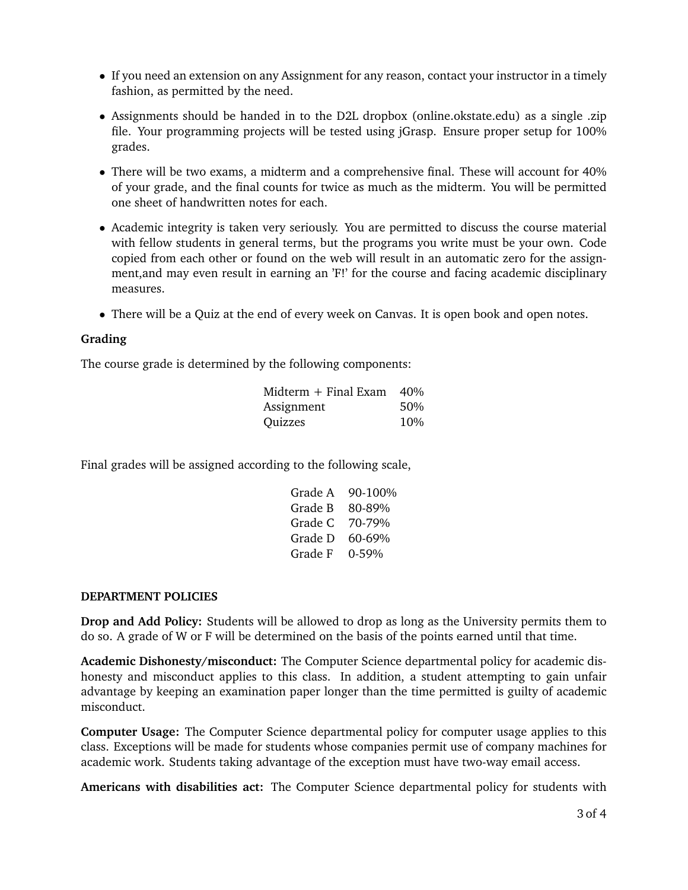- If you need an extension on any Assignment for any reason, contact your instructor in a timely fashion, as permitted by the need.
- Assignments should be handed in to the D2L dropbox (online.okstate.edu) as a single .zip file. Your programming projects will be tested using jGrasp. Ensure proper setup for 100% grades.
- There will be two exams, a midterm and a comprehensive final. These will account for 40% of your grade, and the final counts for twice as much as the midterm. You will be permitted one sheet of handwritten notes for each.
- Academic integrity is taken very seriously. You are permitted to discuss the course material with fellow students in general terms, but the programs you write must be your own. Code copied from each other or found on the web will result in an automatic zero for the assignment,and may even result in earning an 'F!' for the course and facing academic disciplinary measures.
- There will be a Quiz at the end of every week on Canvas. It is open book and open notes.

**Grading**

The course grade is determined by the following components:

| Component | Weight |
|---|---|
| Midterm + Final Exam | 40% |
| Assignment | 50% |
| Quizzes | 10% |

Final grades will be assigned according to the following scale,

| Grade | Range |
|---|---|
| Grade A | 90-100% |
| Grade B | 80-89% |
| Grade C | 70-79% |
| Grade D | 60-69% |
| Grade F | 0-59% |

**DEPARTMENT POLICIES**

**Drop and Add Policy:** Students will be allowed to drop as long as the University permits them to do so. A grade of W or F will be determined on the basis of the points earned until that time.

**Academic Dishonesty/misconduct:** The Computer Science departmental policy for academic dishonesty and misconduct applies to this class. In addition, a student attempting to gain unfair advantage by keeping an examination paper longer than the time permitted is guilty of academic misconduct.

**Computer Usage:** The Computer Science departmental policy for computer usage applies to this class. Exceptions will be made for students whose companies permit use of company machines for academic work. Students taking advantage of the exception must have two-way email access.

**Americans with disabilities act:** The Computer Science departmental policy for students with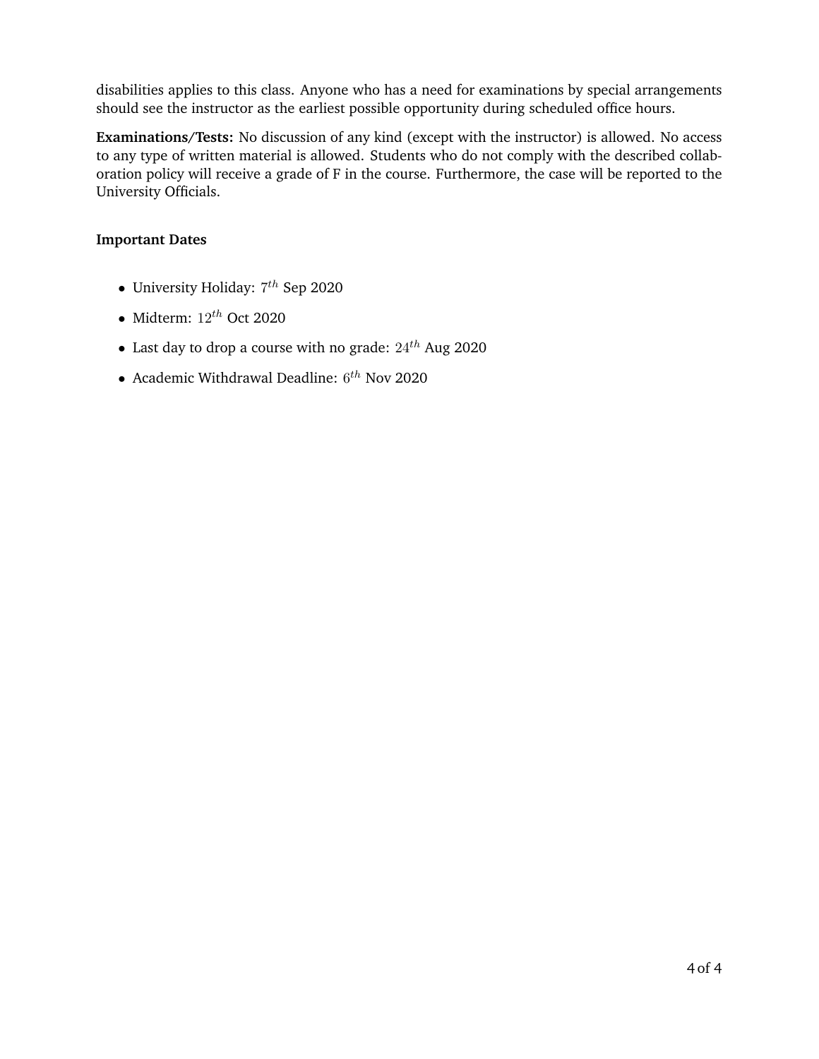disabilities applies to this class. Anyone who has a need for examinations by special arrangements should see the instructor as the earliest possible opportunity during scheduled office hours.

**Examinations/Tests:** No discussion of any kind (except with the instructor) is allowed. No access to any type of written material is allowed. Students who do not comply with the described collaboration policy will receive a grade of F in the course. Furthermore, the case will be reported to the University Officials.

**Important Dates**

- University Holiday: $7^{th}$ Sep 2020
- Midterm: $12^{th}$ Oct 2020
- Last day to drop a course with no grade: $24^{th}$ Aug 2020
- Academic Withdrawal Deadline: $6^{th}$ Nov 2020